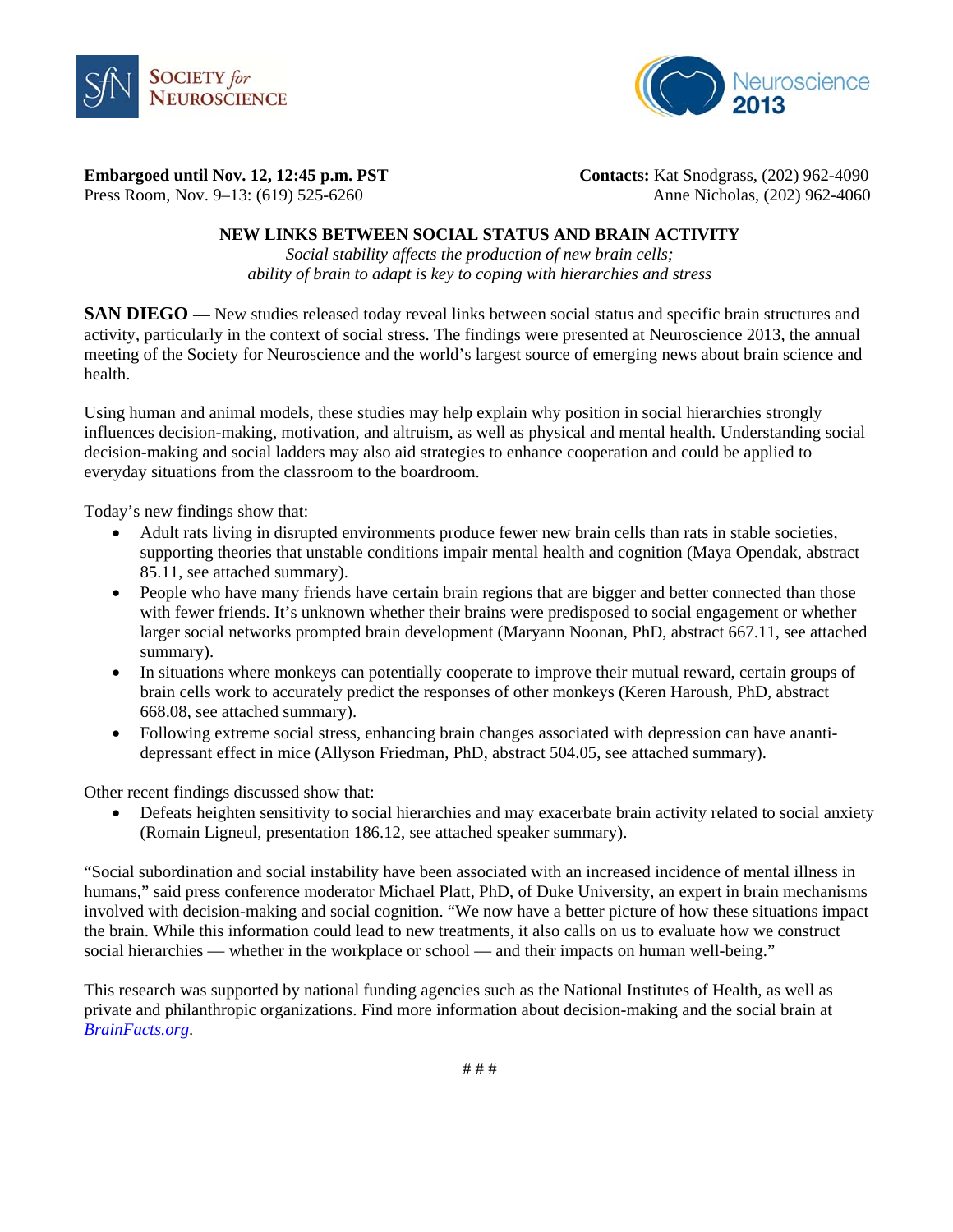**Embargoed until Nov. 12, 12:45 p.m. PST**
Press Room, Nov. 9–13: (619) 525-6260

**Contacts:** Kat Snodgrass, (202) 962-4090
Anne Nicholas, (202) 962-4060

# NEW LINKS BETWEEN SOCIAL STATUS AND BRAIN ACTIVITY

*Social stability affects the production of new brain cells;*
*ability of brain to adapt is key to coping with hierarchies and stress*

**SAN DIEGO —** New studies released today reveal links between social status and specific brain structures and activity, particularly in the context of social stress. The findings were presented at Neuroscience 2013, the annual meeting of the Society for Neuroscience and the world's largest source of emerging news about brain science and health.

Using human and animal models, these studies may help explain why position in social hierarchies strongly influences decision-making, motivation, and altruism, as well as physical and mental health. Understanding social decision-making and social ladders may also aid strategies to enhance cooperation and could be applied to everyday situations from the classroom to the boardroom.

Today's new findings show that:

- Adult rats living in disrupted environments produce fewer new brain cells than rats in stable societies, supporting theories that unstable conditions impair mental health and cognition (Maya Opendak, abstract 85.11, see attached summary).
- People who have many friends have certain brain regions that are bigger and better connected than those with fewer friends. It's unknown whether their brains were predisposed to social engagement or whether larger social networks prompted brain development (Maryann Noonan, PhD, abstract 667.11, see attached summary).
- In situations where monkeys can potentially cooperate to improve their mutual reward, certain groups of brain cells work to accurately predict the responses of other monkeys (Keren Haroush, PhD, abstract 668.08, see attached summary).
- Following extreme social stress, enhancing brain changes associated with depression can have ananti-depressant effect in mice (Allyson Friedman, PhD, abstract 504.05, see attached summary).

Other recent findings discussed show that:

- Defeats heighten sensitivity to social hierarchies and may exacerbate brain activity related to social anxiety (Romain Ligneul, presentation 186.12, see attached speaker summary).

"Social subordination and social instability have been associated with an increased incidence of mental illness in humans," said press conference moderator Michael Platt, PhD, of Duke University, an expert in brain mechanisms involved with decision-making and social cognition. "We now have a better picture of how these situations impact the brain. While this information could lead to new treatments, it also calls on us to evaluate how we construct social hierarchies — whether in the workplace or school — and their impacts on human well-being."

This research was supported by national funding agencies such as the National Institutes of Health, as well as private and philanthropic organizations. Find more information about decision-making and the social brain at *BrainFacts.org*.

# # #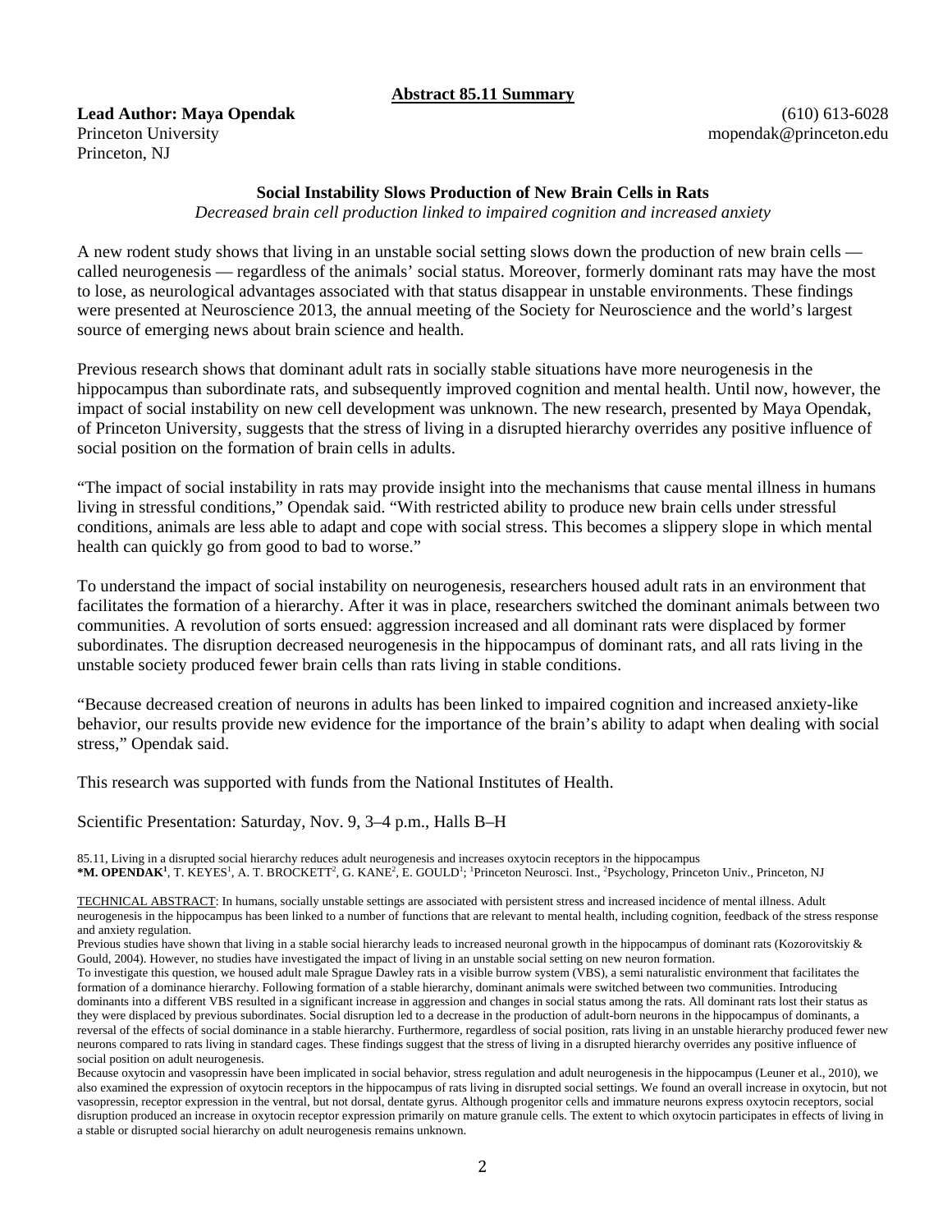**Abstract 85.11 Summary**

**Lead Author: Maya Opendak**
Princeton University
Princeton, NJ

(610) 613-6028
mopendak@princeton.edu

**Social Instability Slows Production of New Brain Cells in Rats**

*Decreased brain cell production linked to impaired cognition and increased anxiety*

A new rodent study shows that living in an unstable social setting slows down the production of new brain cells — called neurogenesis — regardless of the animals' social status. Moreover, formerly dominant rats may have the most to lose, as neurological advantages associated with that status disappear in unstable environments. These findings were presented at Neuroscience 2013, the annual meeting of the Society for Neuroscience and the world's largest source of emerging news about brain science and health.

Previous research shows that dominant adult rats in socially stable situations have more neurogenesis in the hippocampus than subordinate rats, and subsequently improved cognition and mental health. Until now, however, the impact of social instability on new cell development was unknown. The new research, presented by Maya Opendak, of Princeton University, suggests that the stress of living in a disrupted hierarchy overrides any positive influence of social position on the formation of brain cells in adults.

"The impact of social instability in rats may provide insight into the mechanisms that cause mental illness in humans living in stressful conditions," Opendak said. "With restricted ability to produce new brain cells under stressful conditions, animals are less able to adapt and cope with social stress. This becomes a slippery slope in which mental health can quickly go from good to bad to worse."

To understand the impact of social instability on neurogenesis, researchers housed adult rats in an environment that facilitates the formation of a hierarchy. After it was in place, researchers switched the dominant animals between two communities. A revolution of sorts ensued: aggression increased and all dominant rats were displaced by former subordinates. The disruption decreased neurogenesis in the hippocampus of dominant rats, and all rats living in the unstable society produced fewer brain cells than rats living in stable conditions.

"Because decreased creation of neurons in adults has been linked to impaired cognition and increased anxiety-like behavior, our results provide new evidence for the importance of the brain's ability to adapt when dealing with social stress," Opendak said.

This research was supported with funds from the National Institutes of Health.

Scientific Presentation: Saturday, Nov. 9, 3–4 p.m., Halls B–H

85.11, Living in a disrupted social hierarchy reduces adult neurogenesis and increases oxytocin receptors in the hippocampus
***M. OPENDAK**[1], T. KEYES[1], A. T. BROCKETT[2], G. KANE[2], E. GOULD[1]; [1]Princeton Neurosci. Inst., [2]Psychology, Princeton Univ., Princeton, NJ

TECHNICAL ABSTRACT: In humans, socially unstable settings are associated with persistent stress and increased incidence of mental illness. Adult neurogenesis in the hippocampus has been linked to a number of functions that are relevant to mental health, including cognition, feedback of the stress response and anxiety regulation.

Previous studies have shown that living in a stable social hierarchy leads to increased neuronal growth in the hippocampus of dominant rats (Kozorovitskiy & Gould, 2004). However, no studies have investigated the impact of living in an unstable social setting on new neuron formation.

To investigate this question, we housed adult male Sprague Dawley rats in a visible burrow system (VBS), a semi naturalistic environment that facilitates the formation of a dominance hierarchy. Following formation of a stable hierarchy, dominant animals were switched between two communities. Introducing dominants into a different VBS resulted in a significant increase in aggression and changes in social status among the rats. All dominant rats lost their status as they were displaced by previous subordinates. Social disruption led to a decrease in the production of adult-born neurons in the hippocampus of dominants, a reversal of the effects of social dominance in a stable hierarchy. Furthermore, regardless of social position, rats living in an unstable hierarchy produced fewer new neurons compared to rats living in standard cages. These findings suggest that the stress of living in a disrupted hierarchy overrides any positive influence of social position on adult neurogenesis.

Because oxytocin and vasopressin have been implicated in social behavior, stress regulation and adult neurogenesis in the hippocampus (Leuner et al., 2010), we also examined the expression of oxytocin receptors in the hippocampus of rats living in disrupted social settings. We found an overall increase in oxytocin, but not vasopressin, receptor expression in the ventral, but not dorsal, dentate gyrus. Although progenitor cells and immature neurons express oxytocin receptors, social disruption produced an increase in oxytocin receptor expression primarily on mature granule cells. The extent to which oxytocin participates in effects of living in a stable or disrupted social hierarchy on adult neurogenesis remains unknown.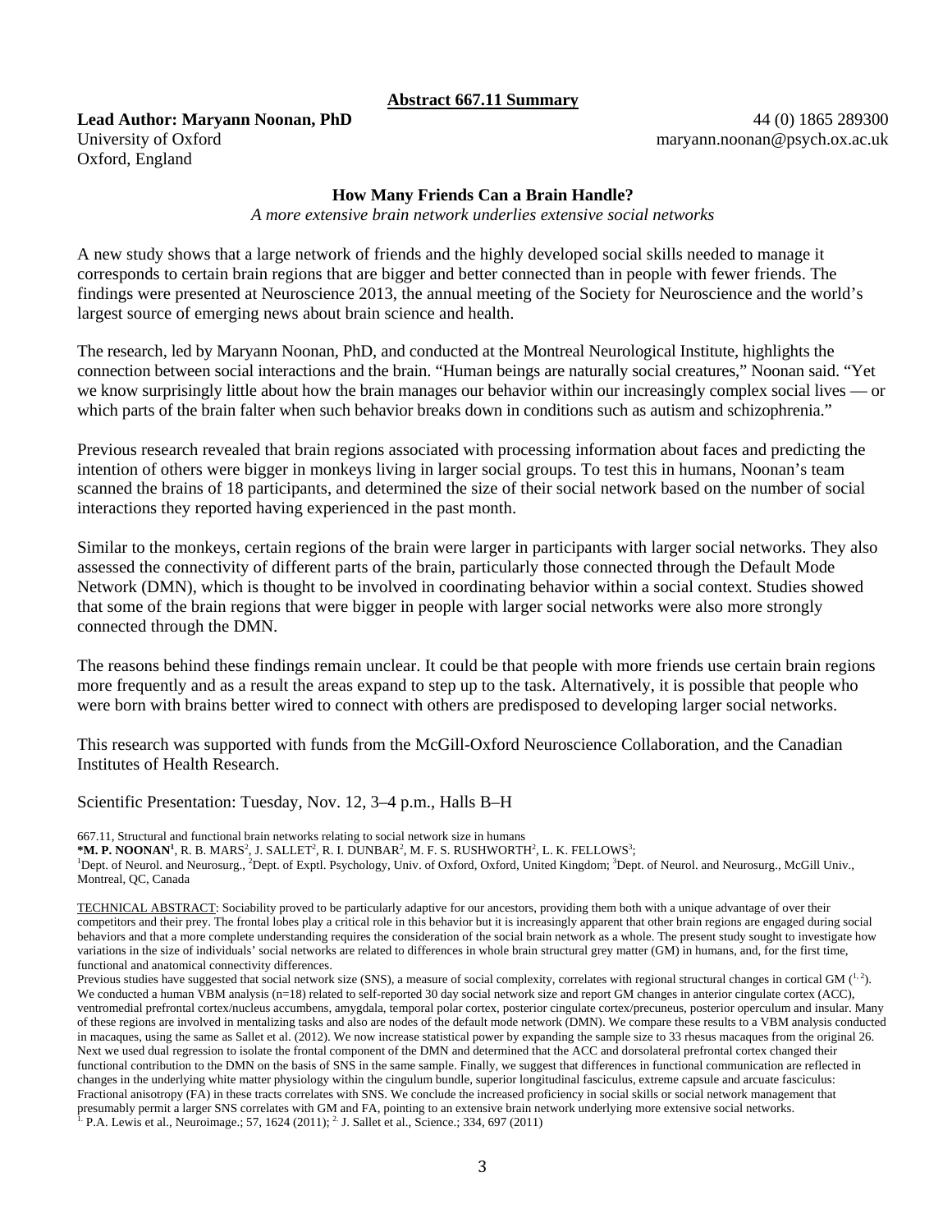**Abstract 667.11 Summary**

**Lead Author: Maryann Noonan, PhD**
University of Oxford
Oxford, England

44 (0) 1865 289300
maryann.noonan@psych.ox.ac.uk

**How Many Friends Can a Brain Handle?**

*A more extensive brain network underlies extensive social networks*

A new study shows that a large network of friends and the highly developed social skills needed to manage it corresponds to certain brain regions that are bigger and better connected than in people with fewer friends. The findings were presented at Neuroscience 2013, the annual meeting of the Society for Neuroscience and the world's largest source of emerging news about brain science and health.

The research, led by Maryann Noonan, PhD, and conducted at the Montreal Neurological Institute, highlights the connection between social interactions and the brain. "Human beings are naturally social creatures," Noonan said. "Yet we know surprisingly little about how the brain manages our behavior within our increasingly complex social lives — or which parts of the brain falter when such behavior breaks down in conditions such as autism and schizophrenia."

Previous research revealed that brain regions associated with processing information about faces and predicting the intention of others were bigger in monkeys living in larger social groups. To test this in humans, Noonan's team scanned the brains of 18 participants, and determined the size of their social network based on the number of social interactions they reported having experienced in the past month.

Similar to the monkeys, certain regions of the brain were larger in participants with larger social networks. They also assessed the connectivity of different parts of the brain, particularly those connected through the Default Mode Network (DMN), which is thought to be involved in coordinating behavior within a social context. Studies showed that some of the brain regions that were bigger in people with larger social networks were also more strongly connected through the DMN.

The reasons behind these findings remain unclear. It could be that people with more friends use certain brain regions more frequently and as a result the areas expand to step up to the task. Alternatively, it is possible that people who were born with brains better wired to connect with others are predisposed to developing larger social networks.

This research was supported with funds from the McGill-Oxford Neuroscience Collaboration, and the Canadian Institutes of Health Research.

Scientific Presentation: Tuesday, Nov. 12, 3–4 p.m., Halls B–H

667.11, Structural and functional brain networks relating to social network size in humans
***M. P. NOONAN**[1], R. B. MARS[2], J. SALLET[2], R. I. DUNBAR[2], M. F. S. RUSHWORTH[2], L. K. FELLOWS[3];
[1]Dept. of Neurol. and Neurosurg., [2]Dept. of Exptl. Psychology, Univ. of Oxford, Oxford, United Kingdom; [3]Dept. of Neurol. and Neurosurg., McGill Univ., Montreal, QC, Canada

TECHNICAL ABSTRACT: Sociability proved to be particularly adaptive for our ancestors, providing them both with a unique advantage of over their competitors and their prey. The frontal lobes play a critical role in this behavior but it is increasingly apparent that other brain regions are engaged during social behaviors and that a more complete understanding requires the consideration of the social brain network as a whole. The present study sought to investigate how variations in the size of individuals' social networks are related to differences in whole brain structural grey matter (GM) in humans, and, for the first time, functional and anatomical connectivity differences.
Previous studies have suggested that social network size (SNS), a measure of social complexity, correlates with regional structural changes in cortical GM ([1, 2]). We conducted a human VBM analysis (n=18) related to self-reported 30 day social network size and report GM changes in anterior cingulate cortex (ACC), ventromedial prefrontal cortex/nucleus accumbens, amygdala, temporal polar cortex, posterior cingulate cortex/precuneus, posterior operculum and insular. Many of these regions are involved in mentalizing tasks and also are nodes of the default mode network (DMN). We compare these results to a VBM analysis conducted in macaques, using the same as Sallet et al. (2012). We now increase statistical power by expanding the sample size to 33 rhesus macaques from the original 26. Next we used dual regression to isolate the frontal component of the DMN and determined that the ACC and dorsolateral prefrontal cortex changed their functional contribution to the DMN on the basis of SNS in the same sample. Finally, we suggest that differences in functional communication are reflected in changes in the underlying white matter physiology within the cingulum bundle, superior longitudinal fasciculus, extreme capsule and arcuate fasciculus: Fractional anisotropy (FA) in these tracts correlates with SNS. We conclude the increased proficiency in social skills or social network management that presumably permit a larger SNS correlates with GM and FA, pointing to an extensive brain network underlying more extensive social networks.
[1.] P.A. Lewis et al., Neuroimage.; 57, 1624 (2011); [2.] J. Sallet et al., Science.; 334, 697 (2011)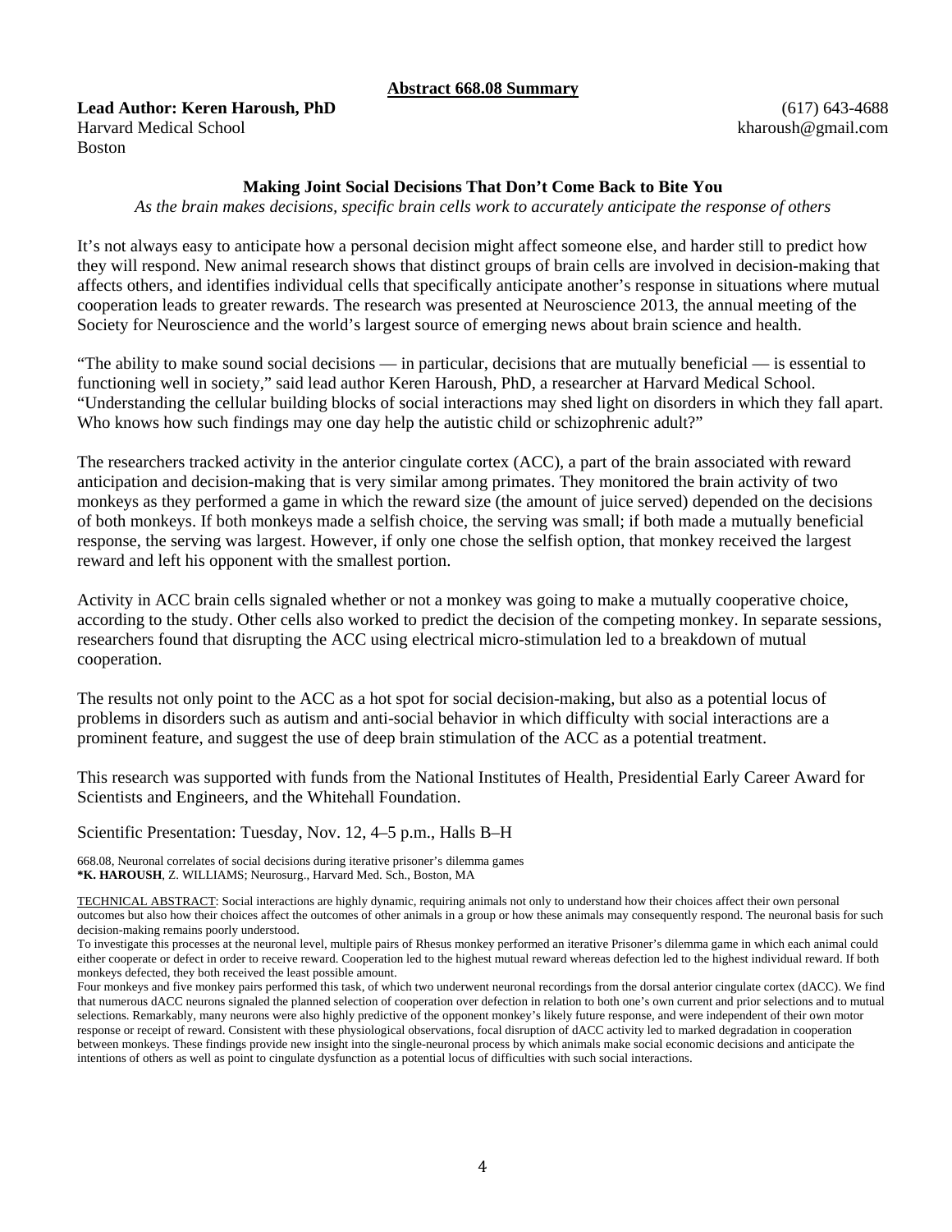**Abstract 668.08 Summary**

**Lead Author: Keren Haroush, PhD**
Harvard Medical School
Boston

(617) 643-4688
kharoush@gmail.com

**Making Joint Social Decisions That Don't Come Back to Bite You**

*As the brain makes decisions, specific brain cells work to accurately anticipate the response of others*

It's not always easy to anticipate how a personal decision might affect someone else, and harder still to predict how they will respond. New animal research shows that distinct groups of brain cells are involved in decision-making that affects others, and identifies individual cells that specifically anticipate another's response in situations where mutual cooperation leads to greater rewards. The research was presented at Neuroscience 2013, the annual meeting of the Society for Neuroscience and the world's largest source of emerging news about brain science and health.

"The ability to make sound social decisions — in particular, decisions that are mutually beneficial — is essential to functioning well in society," said lead author Keren Haroush, PhD, a researcher at Harvard Medical School. "Understanding the cellular building blocks of social interactions may shed light on disorders in which they fall apart. Who knows how such findings may one day help the autistic child or schizophrenic adult?"

The researchers tracked activity in the anterior cingulate cortex (ACC), a part of the brain associated with reward anticipation and decision-making that is very similar among primates. They monitored the brain activity of two monkeys as they performed a game in which the reward size (the amount of juice served) depended on the decisions of both monkeys. If both monkeys made a selfish choice, the serving was small; if both made a mutually beneficial response, the serving was largest. However, if only one chose the selfish option, that monkey received the largest reward and left his opponent with the smallest portion.

Activity in ACC brain cells signaled whether or not a monkey was going to make a mutually cooperative choice, according to the study. Other cells also worked to predict the decision of the competing monkey. In separate sessions, researchers found that disrupting the ACC using electrical micro-stimulation led to a breakdown of mutual cooperation.

The results not only point to the ACC as a hot spot for social decision-making, but also as a potential locus of problems in disorders such as autism and anti-social behavior in which difficulty with social interactions are a prominent feature, and suggest the use of deep brain stimulation of the ACC as a potential treatment.

This research was supported with funds from the National Institutes of Health, Presidential Early Career Award for Scientists and Engineers, and the Whitehall Foundation.

Scientific Presentation: Tuesday, Nov. 12, 4–5 p.m., Halls B–H

668.08, Neuronal correlates of social decisions during iterative prisoner's dilemma games
***K. HAROUSH**, Z. WILLIAMS; Neurosurg., Harvard Med. Sch., Boston, MA

TECHNICAL ABSTRACT: Social interactions are highly dynamic, requiring animals not only to understand how their choices affect their own personal outcomes but also how their choices affect the outcomes of other animals in a group or how these animals may consequently respond. The neuronal basis for such decision-making remains poorly understood.

To investigate this processes at the neuronal level, multiple pairs of Rhesus monkey performed an iterative Prisoner's dilemma game in which each animal could either cooperate or defect in order to receive reward. Cooperation led to the highest mutual reward whereas defection led to the highest individual reward. If both monkeys defected, they both received the least possible amount.

Four monkeys and five monkey pairs performed this task, of which two underwent neuronal recordings from the dorsal anterior cingulate cortex (dACC). We find that numerous dACC neurons signaled the planned selection of cooperation over defection in relation to both one's own current and prior selections and to mutual selections. Remarkably, many neurons were also highly predictive of the opponent monkey's likely future response, and were independent of their own motor response or receipt of reward. Consistent with these physiological observations, focal disruption of dACC activity led to marked degradation in cooperation between monkeys. These findings provide new insight into the single-neuronal process by which animals make social economic decisions and anticipate the intentions of others as well as point to cingulate dysfunction as a potential locus of difficulties with such social interactions.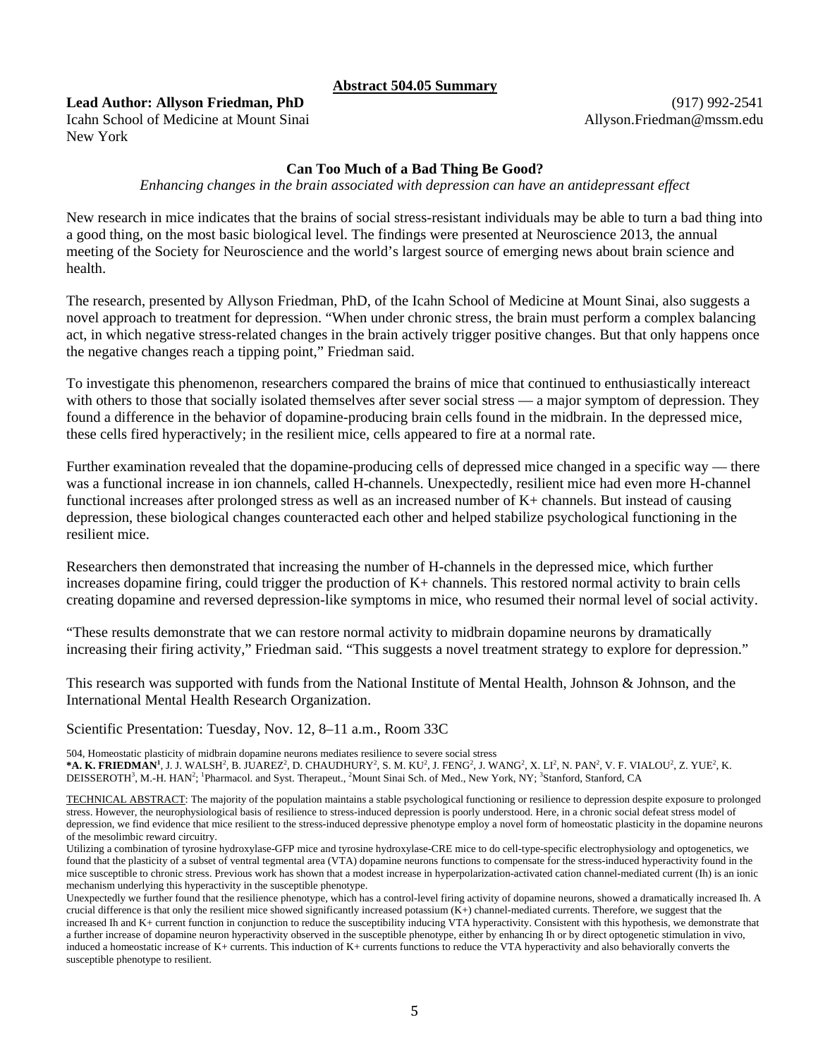**Abstract 504.05 Summary**

**Lead Author: Allyson Friedman, PhD**
Icahn School of Medicine at Mount Sinai
New York

(917) 992-2541
Allyson.Friedman@mssm.edu

## Can Too Much of a Bad Thing Be Good?

*Enhancing changes in the brain associated with depression can have an antidepressant effect*

New research in mice indicates that the brains of social stress-resistant individuals may be able to turn a bad thing into a good thing, on the most basic biological level. The findings were presented at Neuroscience 2013, the annual meeting of the Society for Neuroscience and the world's largest source of emerging news about brain science and health.

The research, presented by Allyson Friedman, PhD, of the Icahn School of Medicine at Mount Sinai, also suggests a novel approach to treatment for depression. "When under chronic stress, the brain must perform a complex balancing act, in which negative stress-related changes in the brain actively trigger positive changes. But that only happens once the negative changes reach a tipping point," Friedman said.

To investigate this phenomenon, researchers compared the brains of mice that continued to enthusiastically intereact with others to those that socially isolated themselves after sever social stress — a major symptom of depression. They found a difference in the behavior of dopamine-producing brain cells found in the midbrain. In the depressed mice, these cells fired hyperactively; in the resilient mice, cells appeared to fire at a normal rate.

Further examination revealed that the dopamine-producing cells of depressed mice changed in a specific way — there was a functional increase in ion channels, called H-channels. Unexpectedly, resilient mice had even more H-channel functional increases after prolonged stress as well as an increased number of K+ channels. But instead of causing depression, these biological changes counteracted each other and helped stabilize psychological functioning in the resilient mice.

Researchers then demonstrated that increasing the number of H-channels in the depressed mice, which further increases dopamine firing, could trigger the production of K+ channels. This restored normal activity to brain cells creating dopamine and reversed depression-like symptoms in mice, who resumed their normal level of social activity.

"These results demonstrate that we can restore normal activity to midbrain dopamine neurons by dramatically increasing their firing activity," Friedman said. "This suggests a novel treatment strategy to explore for depression."

This research was supported with funds from the National Institute of Mental Health, Johnson & Johnson, and the International Mental Health Research Organization.

Scientific Presentation: Tuesday, Nov. 12, 8–11 a.m., Room 33C

504, Homeostatic plasticity of midbrain dopamine neurons mediates resilience to severe social stress
***A. K. FRIEDMAN**[1], J. J. WALSH[2], B. JUAREZ[2], D. CHAUDHURY[2], S. M. KU[2], J. FENG[2], J. WANG[2], X. LI[2], N. PAN[2], V. F. VIALOU[2], Z. YUE[2], K. DEISSEROTH[3], M.-H. HAN[2]; [1]Pharmacol. and Syst. Therapeut., [2]Mount Sinai Sch. of Med., New York, NY; [3]Stanford, Stanford, CA

TECHNICAL ABSTRACT: The majority of the population maintains a stable psychological functioning or resilience to depression despite exposure to prolonged stress. However, the neurophysiological basis of resilience to stress-induced depression is poorly understood. Here, in a chronic social defeat stress model of depression, we find evidence that mice resilient to the stress-induced depressive phenotype employ a novel form of homeostatic plasticity in the dopamine neurons of the mesolimbic reward circuitry.

Utilizing a combination of tyrosine hydroxylase-GFP mice and tyrosine hydroxylase-CRE mice to do cell-type-specific electrophysiology and optogenetics, we found that the plasticity of a subset of ventral tegmental area (VTA) dopamine neurons functions to compensate for the stress-induced hyperactivity found in the mice susceptible to chronic stress. Previous work has shown that a modest increase in hyperpolarization-activated cation channel-mediated current (Ih) is an ionic mechanism underlying this hyperactivity in the susceptible phenotype.

Unexpectedly we further found that the resilience phenotype, which has a control-level firing activity of dopamine neurons, showed a dramatically increased Ih. A crucial difference is that only the resilient mice showed significantly increased potassium (K+) channel-mediated currents. Therefore, we suggest that the increased Ih and K+ current function in conjunction to reduce the susceptibility inducing VTA hyperactivity. Consistent with this hypothesis, we demonstrate that a further increase of dopamine neuron hyperactivity observed in the susceptible phenotype, either by enhancing Ih or by direct optogenetic stimulation in vivo, induced a homeostatic increase of K+ currents. This induction of K+ currents functions to reduce the VTA hyperactivity and also behaviorally converts the susceptible phenotype to resilient.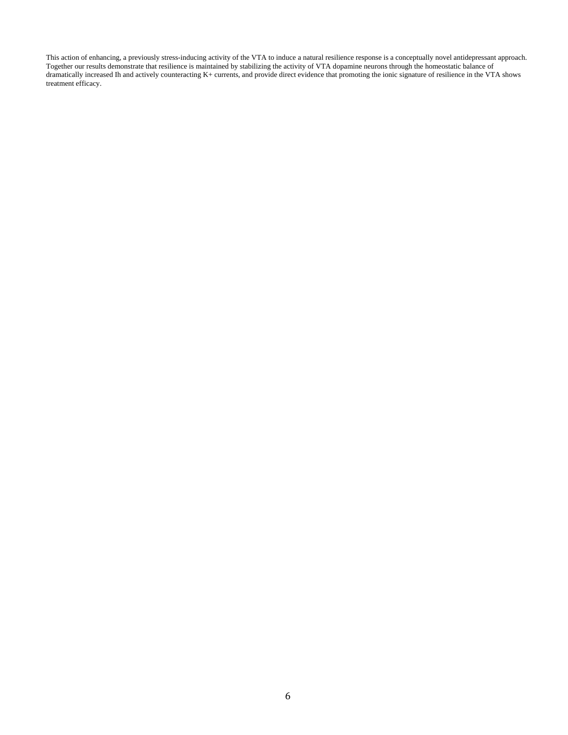This action of enhancing, a previously stress-inducing activity of the VTA to induce a natural resilience response is a conceptually novel antidepressant approach. Together our results demonstrate that resilience is maintained by stabilizing the activity of VTA dopamine neurons through the homeostatic balance of dramatically increased Ih and actively counteracting K+ currents, and provide direct evidence that promoting the ionic signature of resilience in the VTA shows treatment efficacy.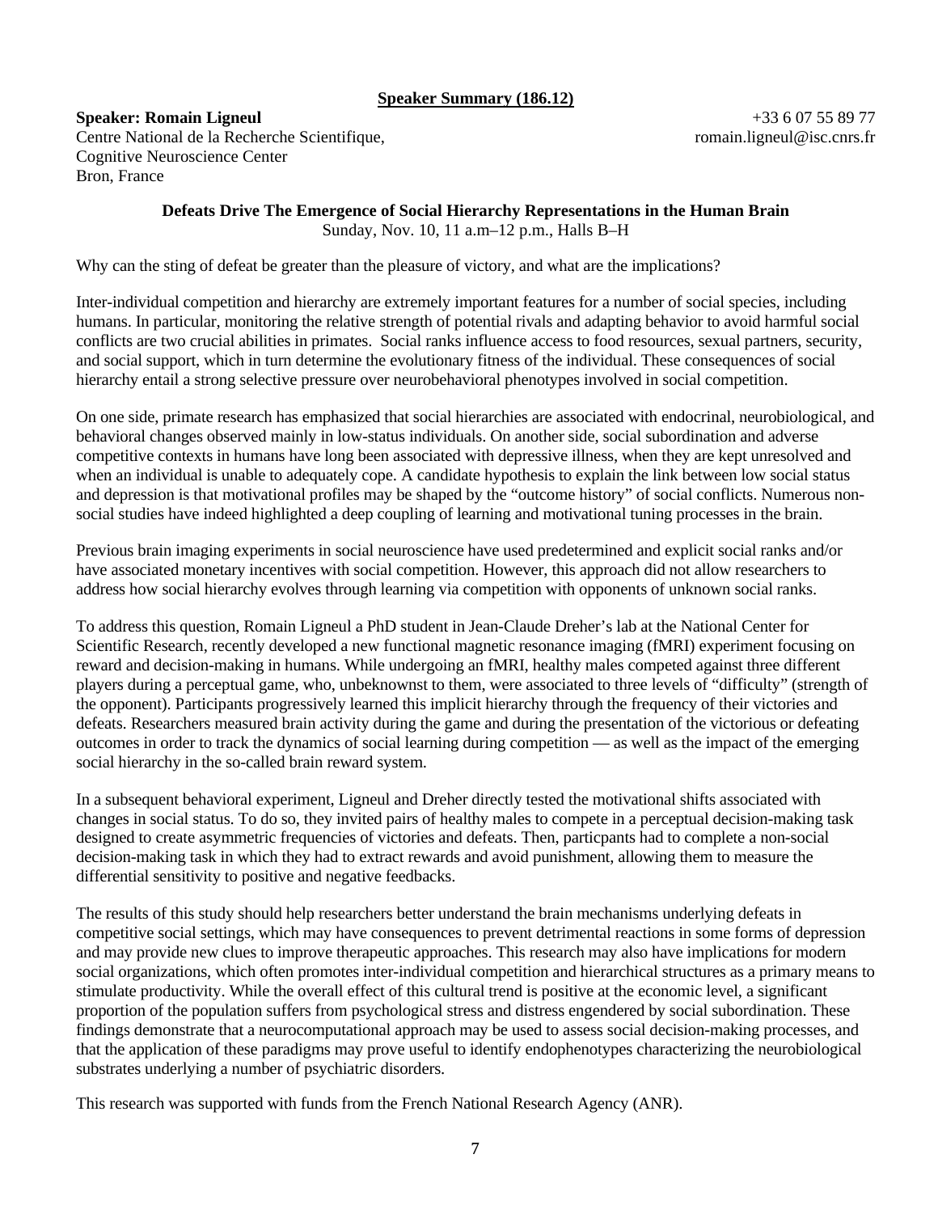**Speaker Summary (186.12)**

**Speaker: Romain Ligneul**
Centre National de la Recherche Scientifique,
Cognitive Neuroscience Center
Bron, France

+33 6 07 55 89 77
romain.ligneul@isc.cnrs.fr

**Defeats Drive The Emergence of Social Hierarchy Representations in the Human Brain**

Sunday, Nov. 10, 11 a.m–12 p.m., Halls B–H

Why can the sting of defeat be greater than the pleasure of victory, and what are the implications?

Inter-individual competition and hierarchy are extremely important features for a number of social species, including humans. In particular, monitoring the relative strength of potential rivals and adapting behavior to avoid harmful social conflicts are two crucial abilities in primates. Social ranks influence access to food resources, sexual partners, security, and social support, which in turn determine the evolutionary fitness of the individual. These consequences of social hierarchy entail a strong selective pressure over neurobehavioral phenotypes involved in social competition.

On one side, primate research has emphasized that social hierarchies are associated with endocrinal, neurobiological, and behavioral changes observed mainly in low-status individuals. On another side, social subordination and adverse competitive contexts in humans have long been associated with depressive illness, when they are kept unresolved and when an individual is unable to adequately cope. A candidate hypothesis to explain the link between low social status and depression is that motivational profiles may be shaped by the "outcome history" of social conflicts. Numerous non-social studies have indeed highlighted a deep coupling of learning and motivational tuning processes in the brain.

Previous brain imaging experiments in social neuroscience have used predetermined and explicit social ranks and/or have associated monetary incentives with social competition. However, this approach did not allow researchers to address how social hierarchy evolves through learning via competition with opponents of unknown social ranks.

To address this question, Romain Ligneul a PhD student in Jean-Claude Dreher's lab at the National Center for Scientific Research, recently developed a new functional magnetic resonance imaging (fMRI) experiment focusing on reward and decision-making in humans. While undergoing an fMRI, healthy males competed against three different players during a perceptual game, who, unbeknownst to them, were associated to three levels of "difficulty" (strength of the opponent). Participants progressively learned this implicit hierarchy through the frequency of their victories and defeats. Researchers measured brain activity during the game and during the presentation of the victorious or defeating outcomes in order to track the dynamics of social learning during competition — as well as the impact of the emerging social hierarchy in the so-called brain reward system.

In a subsequent behavioral experiment, Ligneul and Dreher directly tested the motivational shifts associated with changes in social status. To do so, they invited pairs of healthy males to compete in a perceptual decision-making task designed to create asymmetric frequencies of victories and defeats. Then, particpants had to complete a non-social decision-making task in which they had to extract rewards and avoid punishment, allowing them to measure the differential sensitivity to positive and negative feedbacks.

The results of this study should help researchers better understand the brain mechanisms underlying defeats in competitive social settings, which may have consequences to prevent detrimental reactions in some forms of depression and may provide new clues to improve therapeutic approaches. This research may also have implications for modern social organizations, which often promotes inter-individual competition and hierarchical structures as a primary means to stimulate productivity. While the overall effect of this cultural trend is positive at the economic level, a significant proportion of the population suffers from psychological stress and distress engendered by social subordination. These findings demonstrate that a neurocomputational approach may be used to assess social decision-making processes, and that the application of these paradigms may prove useful to identify endophenotypes characterizing the neurobiological substrates underlying a number of psychiatric disorders.

This research was supported with funds from the French National Research Agency (ANR).